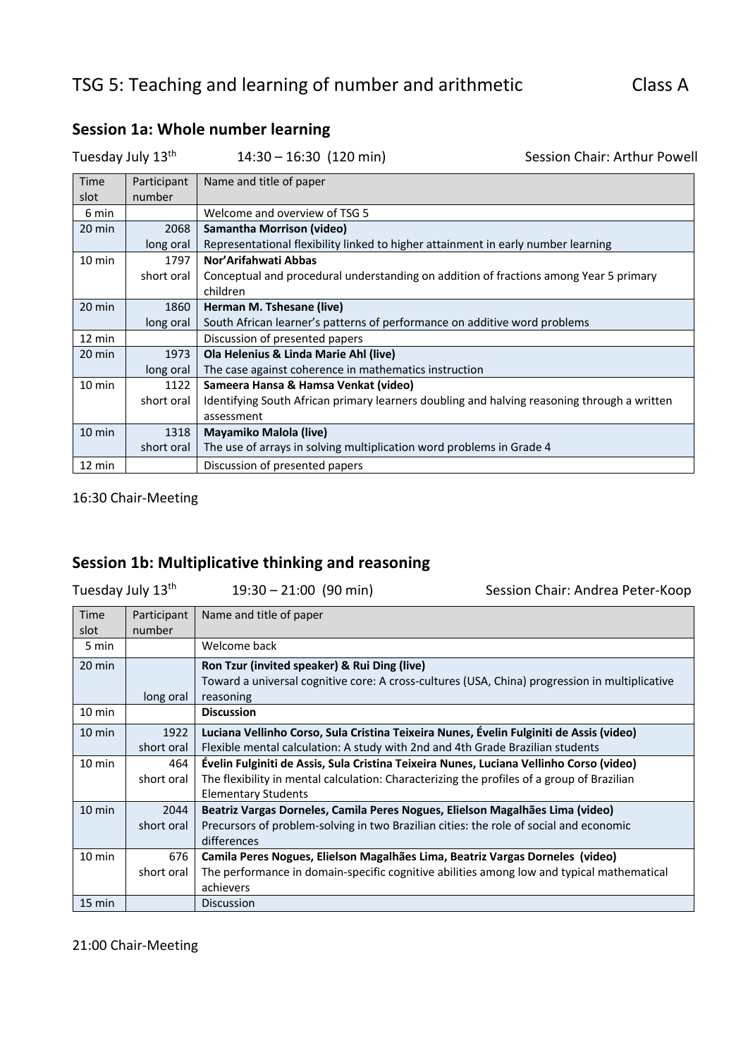# TSG 5: Teaching and learning of number and arithmetic Class A

## Session 1a: Whole number learning

Tuesday July 13th 14:30 – 16:30 (120 min) Session Chair: Arthur Powell

| Time slot | Participant number | Name and title of paper |
|---|---|---|
| 6 min | | Welcome and overview of TSG 5 |
| 20 min | 2068 long oral | **Samantha Morrison (video)** Representational flexibility linked to higher attainment in early number learning |
| 10 min | 1797 short oral | **Nor'Arifahwati Abbas** Conceptual and procedural understanding on addition of fractions among Year 5 primary children |
| 20 min | 1860 long oral | **Herman M. Tshesane (live)** South African learner's patterns of performance on additive word problems |
| 12 min | | Discussion of presented papers |
| 20 min | 1973 long oral | **Ola Helenius & Linda Marie Ahl (live)** The case against coherence in mathematics instruction |
| 10 min | 1122 short oral | **Sameera Hansa & Hamsa Venkat (video)** Identifying South African primary learners doubling and halving reasoning through a written assessment |
| 10 min | 1318 short oral | **Mayamiko Malola (live)** The use of arrays in solving multiplication word problems in Grade 4 |
| 12 min | | Discussion of presented papers |

16:30 Chair-Meeting

## Session 1b: Multiplicative thinking and reasoning

Tuesday July 13th 19:30 – 21:00 (90 min) Session Chair: Andrea Peter-Koop

| Time slot | Participant number | Name and title of paper |
|---|---|---|
| 5 min | | Welcome back |
| 20 min | long oral | **Ron Tzur (invited speaker) & Rui Ding (live)** Toward a universal cognitive core: A cross-cultures (USA, China) progression in multiplicative reasoning |
| 10 min | | **Discussion** |
| 10 min | 1922 short oral | **Luciana Vellinho Corso, Sula Cristina Teixeira Nunes, Évelin Fulginiti de Assis (video)** Flexible mental calculation: A study with 2nd and 4th Grade Brazilian students |
| 10 min | 464 short oral | **Évelin Fulginiti de Assis, Sula Cristina Teixeira Nunes, Luciana Vellinho Corso (video)** The flexibility in mental calculation: Characterizing the profiles of a group of Brazilian Elementary Students |
| 10 min | 2044 short oral | **Beatriz Vargas Dorneles, Camila Peres Nogues, Elielson Magalhães Lima (video)** Precursors of problem-solving in two Brazilian cities: the role of social and economic differences |
| 10 min | 676 short oral | **Camila Peres Nogues, Elielson Magalhães Lima, Beatriz Vargas Dorneles (video)** The performance in domain-specific cognitive abilities among low and typical mathematical achievers |
| 15 min | | Discussion |

21:00 Chair-Meeting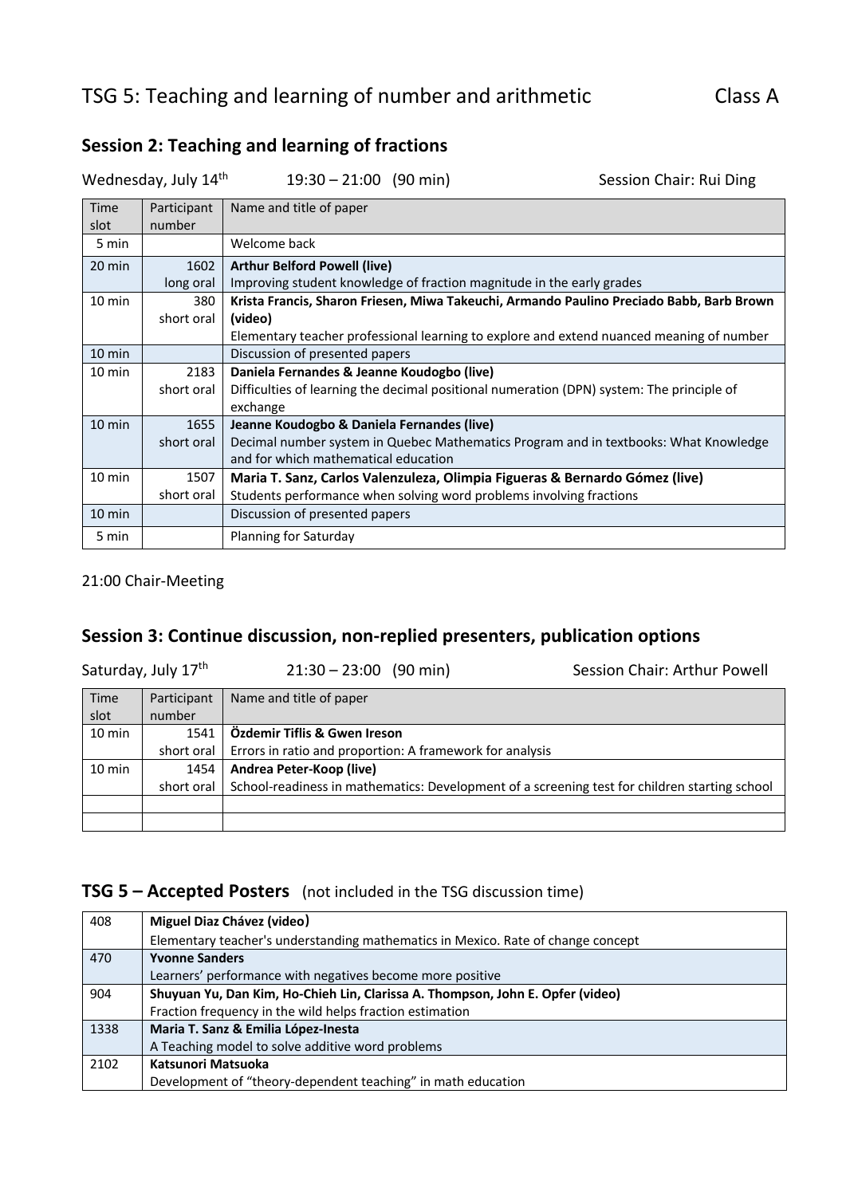# TSG 5: Teaching and learning of number and arithmetic Class A

## Session 2: Teaching and learning of fractions

Wednesday, July 14th 19:30 – 21:00 (90 min) Session Chair: Rui Ding

| Time slot | Participant number | Name and title of paper |
|---|---|---|
| 5 min | | Welcome back |
| 20 min | 1602 long oral | **Arthur Belford Powell (live)** Improving student knowledge of fraction magnitude in the early grades |
| 10 min | 380 short oral | **Krista Francis, Sharon Friesen, Miwa Takeuchi, Armando Paulino Preciado Babb, Barb Brown (video)** Elementary teacher professional learning to explore and extend nuanced meaning of number |
| 10 min | | Discussion of presented papers |
| 10 min | 2183 short oral | **Daniela Fernandes & Jeanne Koudogbo (live)** Difficulties of learning the decimal positional numeration (DPN) system: The principle of exchange |
| 10 min | 1655 short oral | **Jeanne Koudogbo & Daniela Fernandes (live)** Decimal number system in Quebec Mathematics Program and in textbooks: What Knowledge and for which mathematical education |
| 10 min | 1507 short oral | **Maria T. Sanz, Carlos Valenzuleza, Olimpia Figueras & Bernardo Gómez (live)** Students performance when solving word problems involving fractions |
| 10 min | | Discussion of presented papers |
| 5 min | | Planning for Saturday |

21:00 Chair-Meeting

## Session 3: Continue discussion, non-replied presenters, publication options

Saturday, July 17th 21:30 – 23:00 (90 min) Session Chair: Arthur Powell

| Time slot | Participant number | Name and title of paper |
|---|---|---|
| 10 min | 1541 short oral | **Özdemir Tiflis & Gwen Ireson** Errors in ratio and proportion: A framework for analysis |
| 10 min | 1454 short oral | **Andrea Peter-Koop (live)** School-readiness in mathematics: Development of a screening test for children starting school |
| | | |
| | | |

## TSG 5 – Accepted Posters (not included in the TSG discussion time)

| | |
|---|---|
| 408 | **Miguel Diaz Chávez (video)** Elementary teacher's understanding mathematics in Mexico. Rate of change concept |
| 470 | **Yvonne Sanders** Learners' performance with negatives become more positive |
| 904 | **Shuyuan Yu, Dan Kim, Ho-Chieh Lin, Clarissa A. Thompson, John E. Opfer (video)** Fraction frequency in the wild helps fraction estimation |
| 1338 | **Maria T. Sanz & Emilia López-Inesta** A Teaching model to solve additive word problems |
| 2102 | **Katsunori Matsuoka** Development of "theory-dependent teaching" in math education |